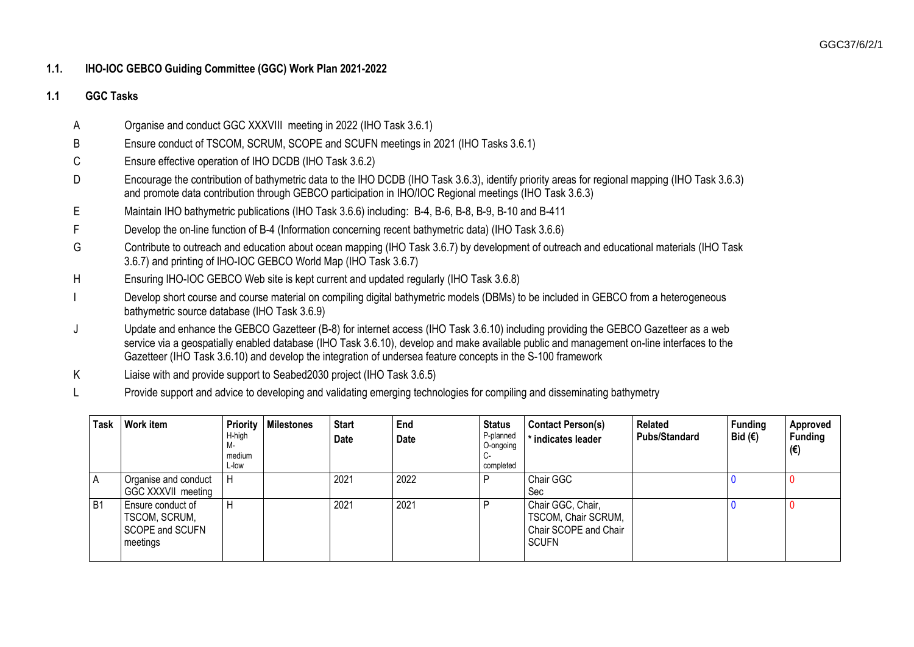## 1.1. IHO-IOC GEBCO Guiding Committee (GGC) Work Plan 2021-2022

### 1.1 GGC Tasks

A Organise and conduct GGC XXXVIII meeting in 2022 (IHO Task 3.6.1)

B Ensure conduct of TSCOM, SCRUM, SCOPE and SCUFN meetings in 2021 (IHO Tasks 3.6.1)

C Ensure effective operation of IHO DCDB (IHO Task 3.6.2)

D Encourage the contribution of bathymetric data to the IHO DCDB (IHO Task 3.6.3), identify priority areas for regional mapping (IHO Task 3.6.3) and promote data contribution through GEBCO participation in IHO/IOC Regional meetings (IHO Task 3.6.3)

E Maintain IHO bathymetric publications (IHO Task 3.6.6) including: B-4, B-6, B-8, B-9, B-10 and B-411

F Develop the on-line function of B-4 (Information concerning recent bathymetric data) (IHO Task 3.6.6)

G Contribute to outreach and education about ocean mapping (IHO Task 3.6.7) by development of outreach and educational materials (IHO Task 3.6.7) and printing of IHO-IOC GEBCO World Map (IHO Task 3.6.7)

H Ensuring IHO-IOC GEBCO Web site is kept current and updated regularly (IHO Task 3.6.8)

I Develop short course and course material on compiling digital bathymetric models (DBMs) to be included in GEBCO from a heterogeneous bathymetric source database (IHO Task 3.6.9)

J Update and enhance the GEBCO Gazetteer (B-8) for internet access (IHO Task 3.6.10) including providing the GEBCO Gazetteer as a web service via a geospatially enabled database (IHO Task 3.6.10), develop and make available public and management on-line interfaces to the Gazetteer (IHO Task 3.6.10) and develop the integration of undersea feature concepts in the S-100 framework

K Liaise with and provide support to Seabed2030 project (IHO Task 3.6.5)

L Provide support and advice to developing and validating emerging technologies for compiling and disseminating bathymetry

| Task | Work item | Priority H-high M-medium L-low | Milestones | Start Date | End Date | Status P-planned O-ongoing C-completed | Contact Person(s) * indicates leader | Related Pubs/Standard | Funding Bid (€) | Approved Funding (€) |
|---|---|---|---|---|---|---|---|---|---|---|
| A | Organise and conduct GGC XXXVII meeting | H | | 2021 | 2022 | P | Chair GGC Sec | | 0 | 0 |
| B1 | Ensure conduct of TSCOM, SCRUM, SCOPE and SCUFN meetings | H | | 2021 | 2021 | P | Chair GGC, Chair, TSCOM, Chair SCRUM, Chair SCOPE and Chair SCUFN | | 0 | 0 |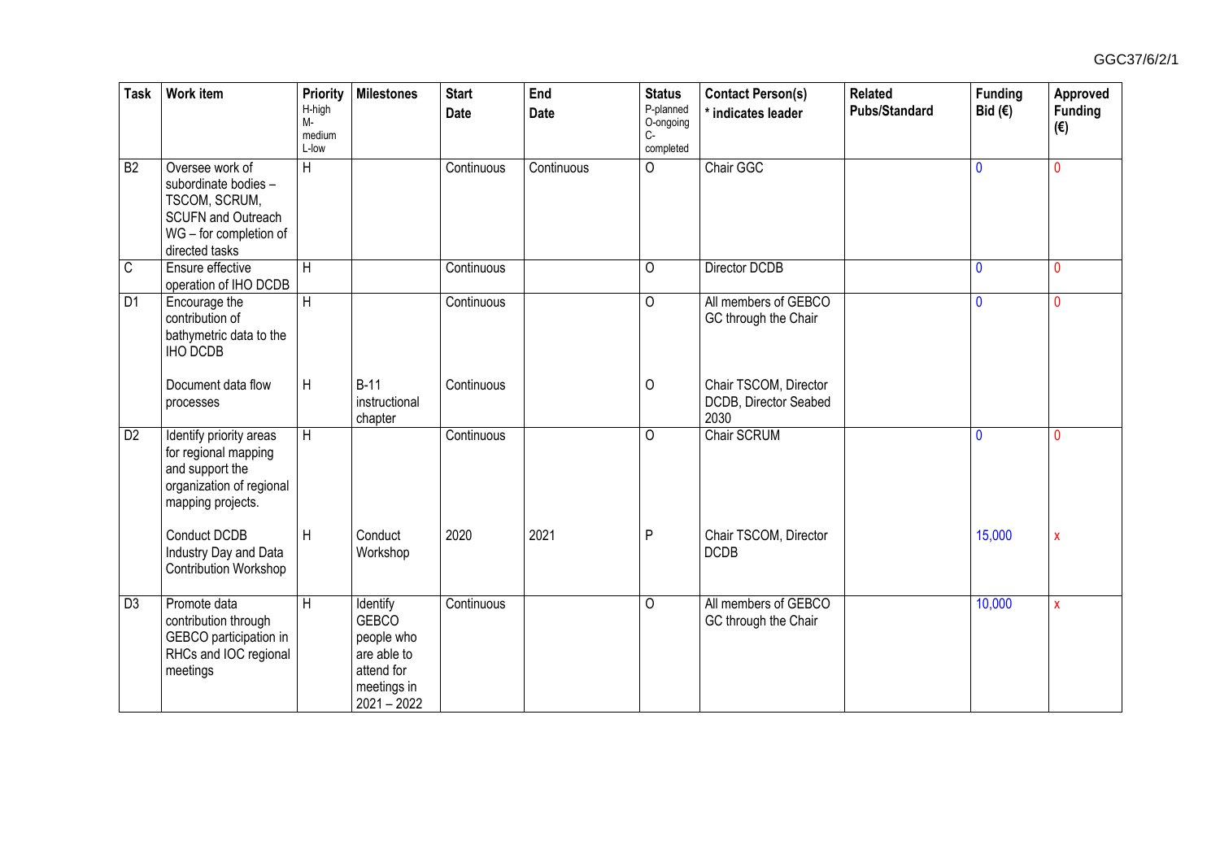| Task | Work item | Priority H-high M-medium L-low | Milestones | Start Date | End Date | Status P-planned O-ongoing C-completed | Contact Person(s) * indicates leader | Related Pubs/Standard | Funding Bid (€) | Approved Funding (€) |
|---|---|---|---|---|---|---|---|---|---|---|
| B2 | Oversee work of subordinate bodies – TSCOM, SCRUM, SCUFN and Outreach WG – for completion of directed tasks | H | | Continuous | Continuous | O | Chair GGC | | 0 | 0 |
| C | Ensure effective operation of IHO DCDB | H | | Continuous | | O | Director DCDB | | 0 | 0 |
| D1 | Encourage the contribution of bathymetric data to the IHO DCDB | H | | Continuous | | O | All members of GEBCO GC through the Chair | | 0 | 0 |
| | Document data flow processes | H | B-11 instructional chapter | Continuous | | O | Chair TSCOM, Director DCDB, Director Seabed 2030 | | | |
| D2 | Identify priority areas for regional mapping and support the organization of regional mapping projects. | H | | Continuous | | O | Chair SCRUM | | 0 | 0 |
| | Conduct DCDB Industry Day and Data Contribution Workshop | H | Conduct Workshop | 2020 | 2021 | P | Chair TSCOM, Director DCDB | | 15,000 | x |
| D3 | Promote data contribution through GEBCO participation in RHCs and IOC regional meetings | H | Identify GEBCO people who are able to attend for meetings in 2021 – 2022 | Continuous | | O | All members of GEBCO GC through the Chair | | 10,000 | x |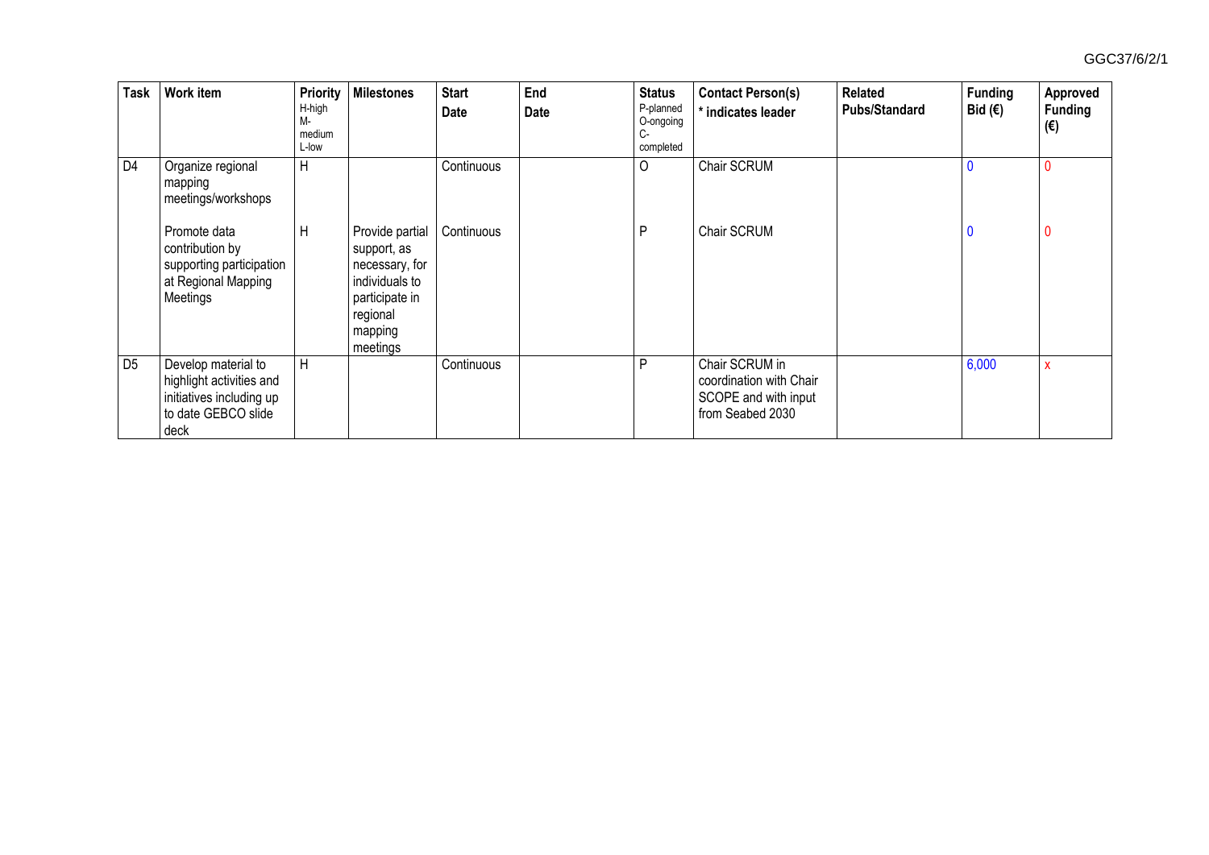| Task | Work item | Priority H-high M-medium L-low | Milestones | Start Date | End Date | Status P-planned O-ongoing C-completed | Contact Person(s) * indicates leader | Related Pubs/Standard | Funding Bid (€) | Approved Funding (€) |
|---|---|---|---|---|---|---|---|---|---|---|
| D4 | Organize regional mapping meetings/workshops | H | | Continuous | | O | Chair SCRUM | | 0 | 0 |
| | Promote data contribution by supporting participation at Regional Mapping Meetings | H | Provide partial support, as necessary, for individuals to participate in regional mapping meetings | Continuous | | P | Chair SCRUM | | 0 | 0 |
| D5 | Develop material to highlight activities and initiatives including up to date GEBCO slide deck | H | | Continuous | | P | Chair SCRUM in coordination with Chair SCOPE and with input from Seabed 2030 | | 6,000 | x |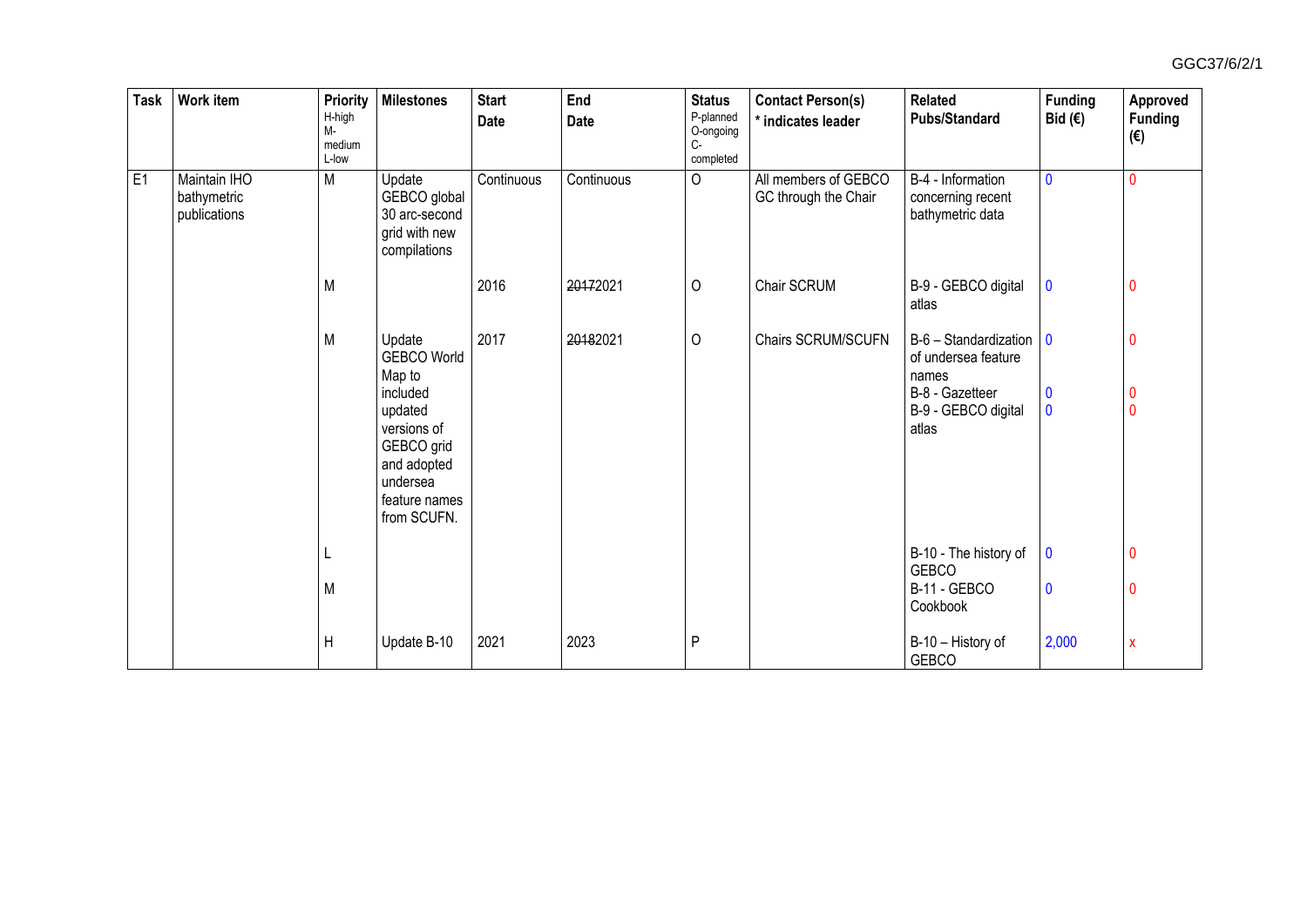| Task | Work item | Priority<br>H-high<br>M-medium<br>L-low | Milestones | Start Date | End Date | Status<br>P-planned<br>O-ongoing<br>C-completed | Contact Person(s)<br>* indicates leader | Related Pubs/Standard | Funding Bid (€) | Approved Funding (€) |
|---|---|---|---|---|---|---|---|---|---|---|
| E1 | Maintain IHO bathymetric publications | M | Update GEBCO global 30 arc-second grid with new compilations | Continuous | Continuous | O | All members of GEBCO GC through the Chair | B-4 - Information concerning recent bathymetric data | 0 | 0 |
| | | M | | 2016 | ~~2017~~2021 | O | Chair SCRUM | B-9 - GEBCO digital atlas | 0 | 0 |
| | | M | Update GEBCO World Map to included updated versions of GEBCO grid and adopted undersea feature names from SCUFN. | 2017 | ~~2018~~2021 | O | Chairs SCRUM/SCUFN | B-6 – Standardization of undersea feature names<br>B-8 - Gazetteer<br>B-9 - GEBCO digital atlas | 0<br><br>0<br>0 | 0<br><br>0<br>0 |
| | | L<br><br>M | | | | | | B-10 - The history of GEBCO<br>B-11 - GEBCO Cookbook | 0<br><br>0 | 0<br><br>0 |
| | | H | Update B-10 | 2021 | 2023 | P | | B-10 – History of GEBCO | 2,000 | x |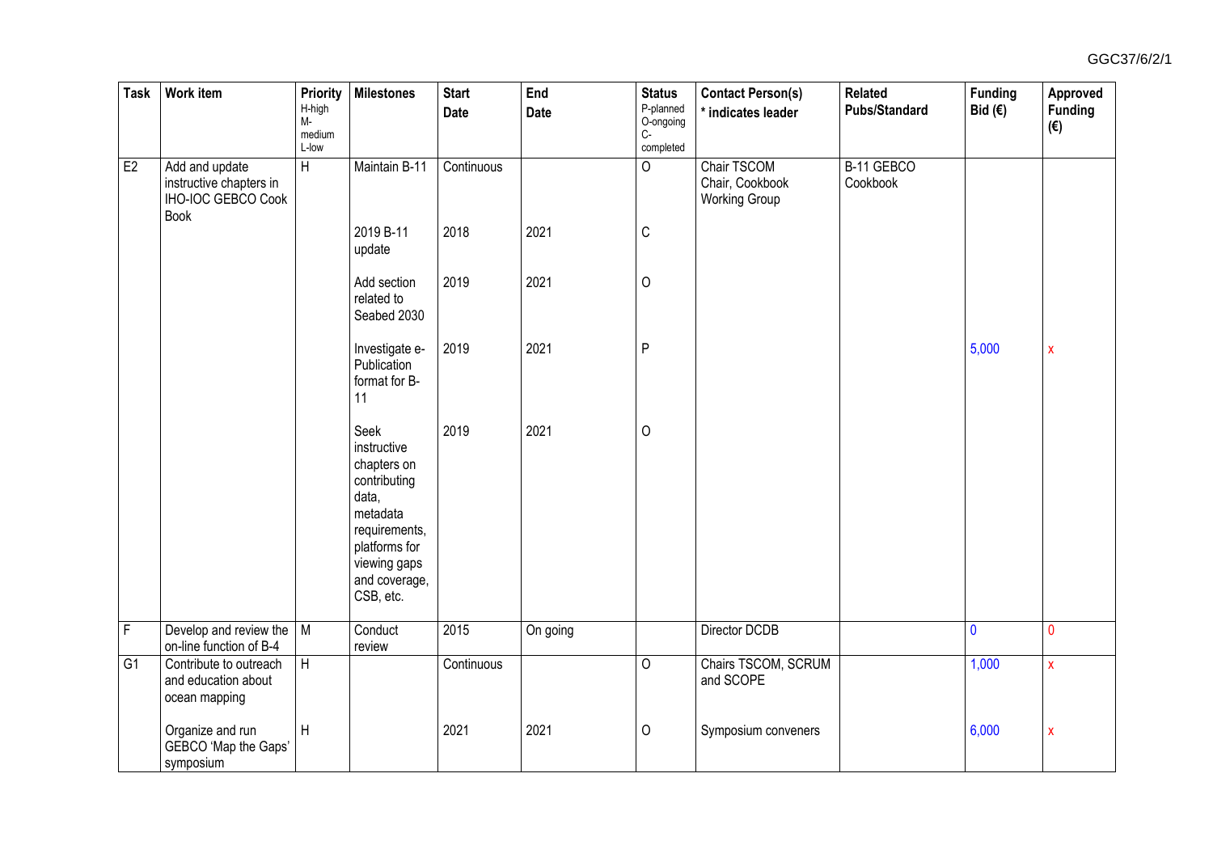| Task | Work item | Priority H-high M-medium L-low | Milestones | Start Date | End Date | Status P-planned O-ongoing C-completed | Contact Person(s) * indicates leader | Related Pubs/Standard | Funding Bid (€) | Approved Funding (€) |
|---|---|---|---|---|---|---|---|---|---|---|
| E2 | Add and update instructive chapters in IHO-IOC GEBCO Cook Book | H | Maintain B-11 | Continuous | | O | Chair TSCOM Chair, Cookbook Working Group | B-11 GEBCO Cookbook | | |
| | | | 2019 B-11 update | 2018 | 2021 | C | | | | |
| | | | Add section related to Seabed 2030 | 2019 | 2021 | O | | | | |
| | | | Investigate e-Publication format for B-11 | 2019 | 2021 | P | | | 5,000 | x |
| | | | Seek instructive chapters on contributing data, metadata requirements, platforms for viewing gaps and coverage, CSB, etc. | 2019 | 2021 | O | | | | |
| F | Develop and review the on-line function of B-4 | M | Conduct review | 2015 | On going | | Director DCDB | | 0 | 0 |
| G1 | Contribute to outreach and education about ocean mapping | H | | Continuous | | O | Chairs TSCOM, SCRUM and SCOPE | | 1,000 | x |
| | Organize and run GEBCO 'Map the Gaps' symposium | H | | 2021 | 2021 | O | Symposium conveners | | 6,000 | x |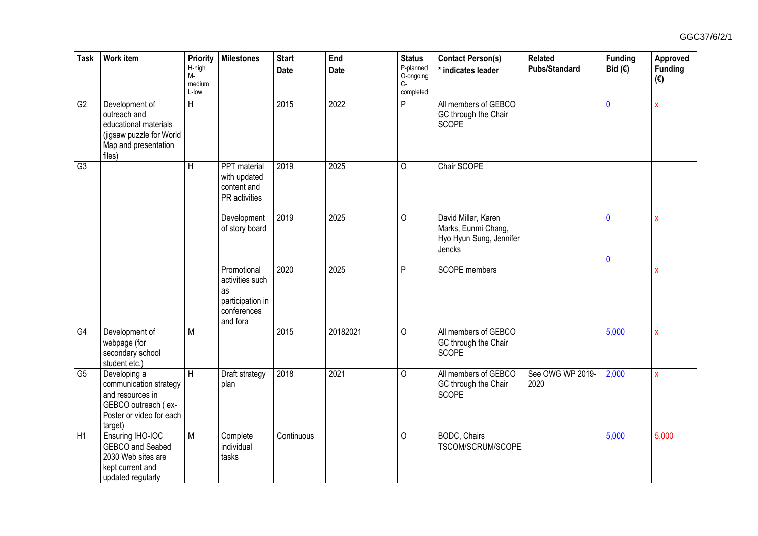| Task | Work item | Priority H-high M-medium L-low | Milestones | Start Date | End Date | Status P-planned O-ongoing C-completed | Contact Person(s) * indicates leader | Related Pubs/Standard | Funding Bid (€) | Approved Funding (€) |
|---|---|---|---|---|---|---|---|---|---|---|
| G2 | Development of outreach and educational materials (jigsaw puzzle for World Map and presentation files) | H | | 2015 | 2022 | P | All members of GEBCO GC through the Chair SCOPE | | 0 | x |
| G3 | | H | PPT material with updated content and PR activities | 2019 | 2025 | O | Chair SCOPE | | | |
| | | | Development of story board | 2019 | 2025 | O | David Millar, Karen Marks, Eunmi Chang, Hyo Hyun Sung, Jennifer Jencks | | 0 | x |
| | | | Promotional activities such as participation in conferences and fora | 2020 | 2025 | P | SCOPE members | | 0 | x |
| G4 | Development of webpage (for secondary school student etc.) | M | | 2015 | ~~2018~~2021 | O | All members of GEBCO GC through the Chair SCOPE | | 5,000 | x |
| G5 | Developing a communication strategy and resources in GEBCO outreach ( ex-Poster or video for each target) | H | Draft strategy plan | 2018 | 2021 | O | All members of GEBCO GC through the Chair SCOPE | See OWG WP 2019-2020 | 2,000 | x |
| H1 | Ensuring IHO-IOC GEBCO and Seabed 2030 Web sites are kept current and updated regularly | M | Complete individual tasks | Continuous | | O | BODC, Chairs TSCOM/SCRUM/SCOPE | | 5,000 | 5,000 |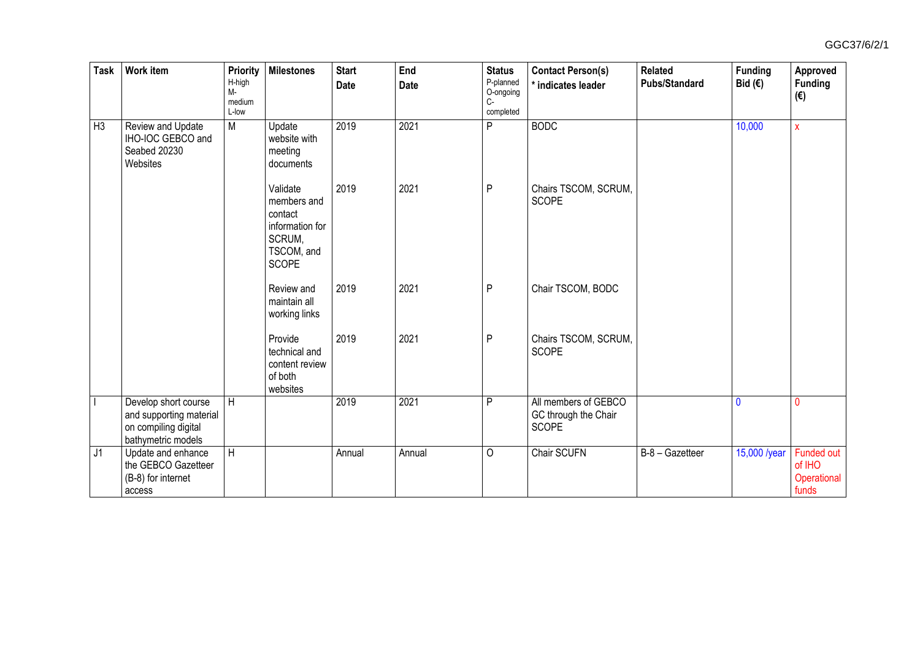| Task | Work item | Priority H-high M-medium L-low | Milestones | Start Date | End Date | Status P-planned O-ongoing C-completed | Contact Person(s) * indicates leader | Related Pubs/Standard | Funding Bid (€) | Approved Funding (€) |
|---|---|---|---|---|---|---|---|---|---|---|
| H3 | Review and Update IHO-IOC GEBCO and Seabed 20230 Websites | M | Update website with meeting documents | 2019 | 2021 | P | BODC | | 10,000 | x |
| | | | Validate members and contact information for SCRUM, TSCOM, and SCOPE | 2019 | 2021 | P | Chairs TSCOM, SCRUM, SCOPE | | | |
| | | | Review and maintain all working links | 2019 | 2021 | P | Chair TSCOM, BODC | | | |
| | | | Provide technical and content review of both websites | 2019 | 2021 | P | Chairs TSCOM, SCRUM, SCOPE | | | |
| I | Develop short course and supporting material on compiling digital bathymetric models | H | | 2019 | 2021 | P | All members of GEBCO GC through the Chair SCOPE | | 0 | 0 |
| J1 | Update and enhance the GEBCO Gazetteer (B-8) for internet access | H | | Annual | Annual | O | Chair SCUFN | B-8 – Gazetteer | 15,000 /year | Funded out of IHO Operational funds |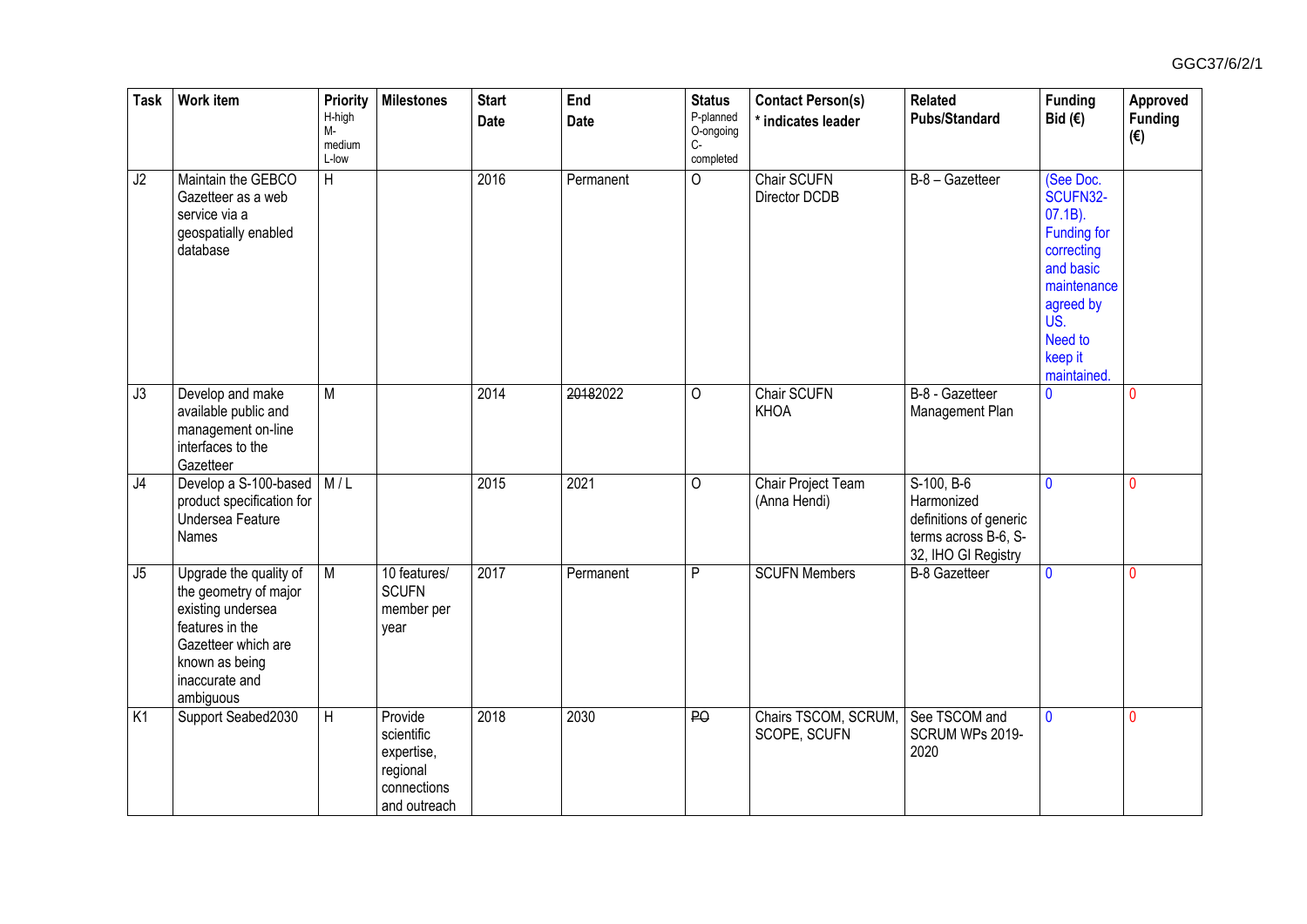| Task | Work item | Priority H-high M-medium L-low | Milestones | Start Date | End Date | Status P-planned O-ongoing C-completed | Contact Person(s) * indicates leader | Related Pubs/Standard | Funding Bid (€) | Approved Funding (€) |
|---|---|---|---|---|---|---|---|---|---|---|
| J2 | Maintain the GEBCO Gazetteer as a web service via a geospatially enabled database | H | | 2016 | Permanent | O | Chair SCUFN Director DCDB | B-8 – Gazetteer | (See Doc. SCUFN32-07.1B). Funding for correcting and basic maintenance agreed by US. Need to keep it maintained. | |
| J3 | Develop and make available public and management on-line interfaces to the Gazetteer | M | | 2014 | ~~2018~~2022 | O | Chair SCUFN KHOA | B-8 - Gazetteer Management Plan | 0 | 0 |
| J4 | Develop a S-100-based product specification for Undersea Feature Names | M / L | | 2015 | 2021 | O | Chair Project Team (Anna Hendi) | S-100, B-6 Harmonized definitions of generic terms across B-6, S-32, IHO GI Registry | 0 | 0 |
| J5 | Upgrade the quality of the geometry of major existing undersea features in the Gazetteer which are known as being inaccurate and ambiguous | M | 10 features/ SCUFN member per year | 2017 | Permanent | P | SCUFN Members | B-8 Gazetteer | 0 | 0 |
| K1 | Support Seabed2030 | H | Provide scientific expertise, regional connections and outreach | 2018 | 2030 | ~~P~~O | Chairs TSCOM, SCRUM, SCOPE, SCUFN | See TSCOM and SCRUM WPs 2019-2020 | 0 | 0 |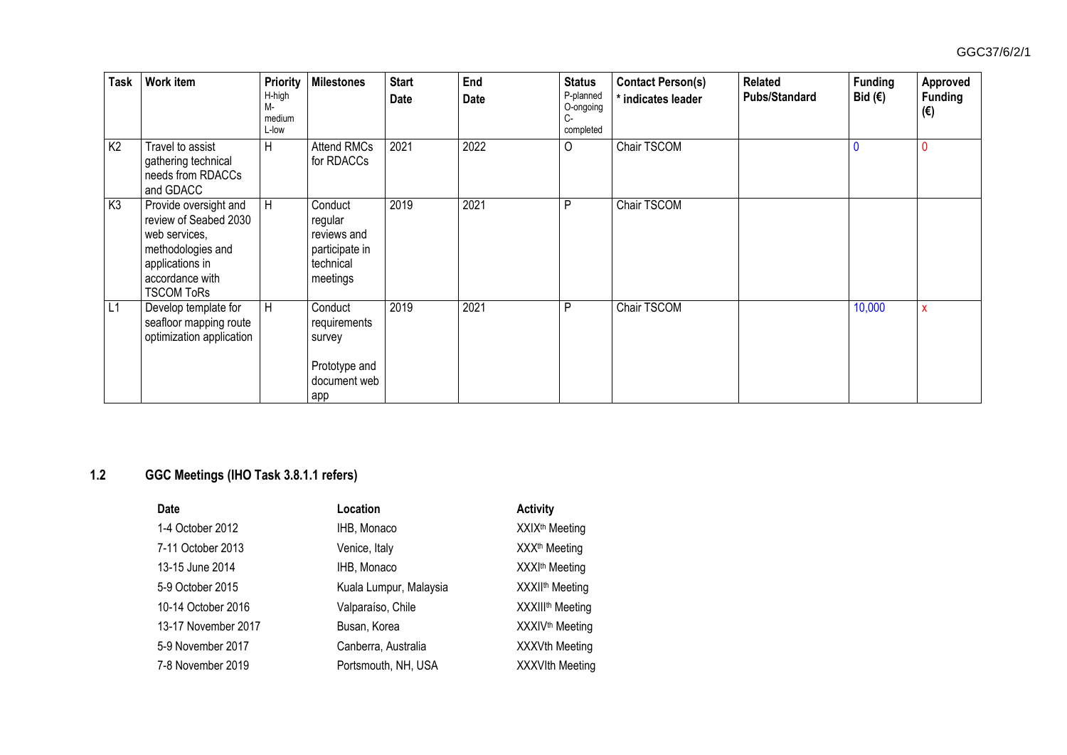| Task | Work item | Priority H-high M-medium L-low | Milestones | Start Date | End Date | Status P-planned O-ongoing C-completed | Contact Person(s) * indicates leader | Related Pubs/Standard | Funding Bid (€) | Approved Funding (€) |
|---|---|---|---|---|---|---|---|---|---|---|
| K2 | Travel to assist gathering technical needs from RDACCs and GDACC | H | Attend RMCs for RDACCs | 2021 | 2022 | O | Chair TSCOM | | 0 | 0 |
| K3 | Provide oversight and review of Seabed 2030 web services, methodologies and applications in accordance with TSCOM ToRs | H | Conduct regular reviews and participate in technical meetings | 2019 | 2021 | P | Chair TSCOM | | | |
| L1 | Develop template for seafloor mapping route optimization application | H | Conduct requirements survey<br><br>Prototype and document web app | 2019 | 2021 | P | Chair TSCOM | | 10,000 | x |

## 1.2 GGC Meetings (IHO Task 3.8.1.1 refers)

| Date | Location | Activity |
|---|---|---|
| 1-4 October 2012 | IHB, Monaco | XXIXth Meeting |
| 7-11 October 2013 | Venice, Italy | XXXth Meeting |
| 13-15 June 2014 | IHB, Monaco | XXXIth Meeting |
| 5-9 October 2015 | Kuala Lumpur, Malaysia | XXXIIth Meeting |
| 10-14 October 2016 | Valparaíso, Chile | XXXIIIth Meeting |
| 13-17 November 2017 | Busan, Korea | XXXIVth Meeting |
| 5-9 November 2017 | Canberra, Australia | XXXVth Meeting |
| 7-8 November 2019 | Portsmouth, NH, USA | XXXVIth Meeting |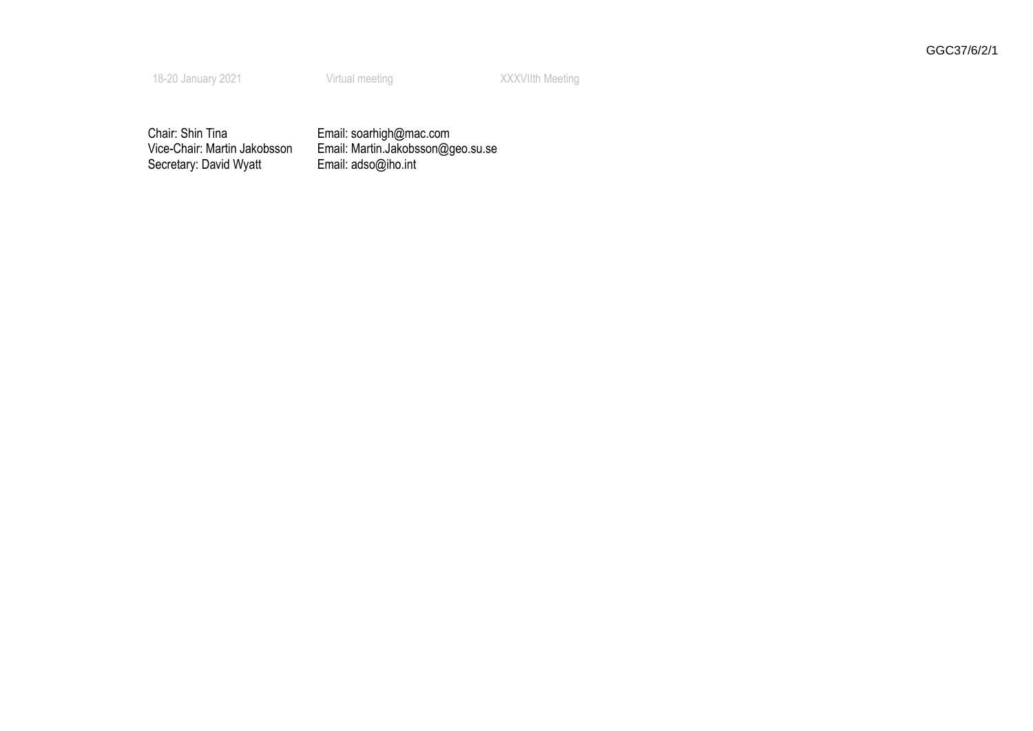| | | |
|---|---|---|
| 18-20 January 2021 | Virtual meeting | XXXVIIth Meeting |

| | |
|---|---|
| Chair: Shin Tina | Email: soarhigh@mac.com |
| Vice-Chair: Martin Jakobsson | Email: Martin.Jakobsson@geo.su.se |
| Secretary: David Wyatt | Email: adso@iho.int |